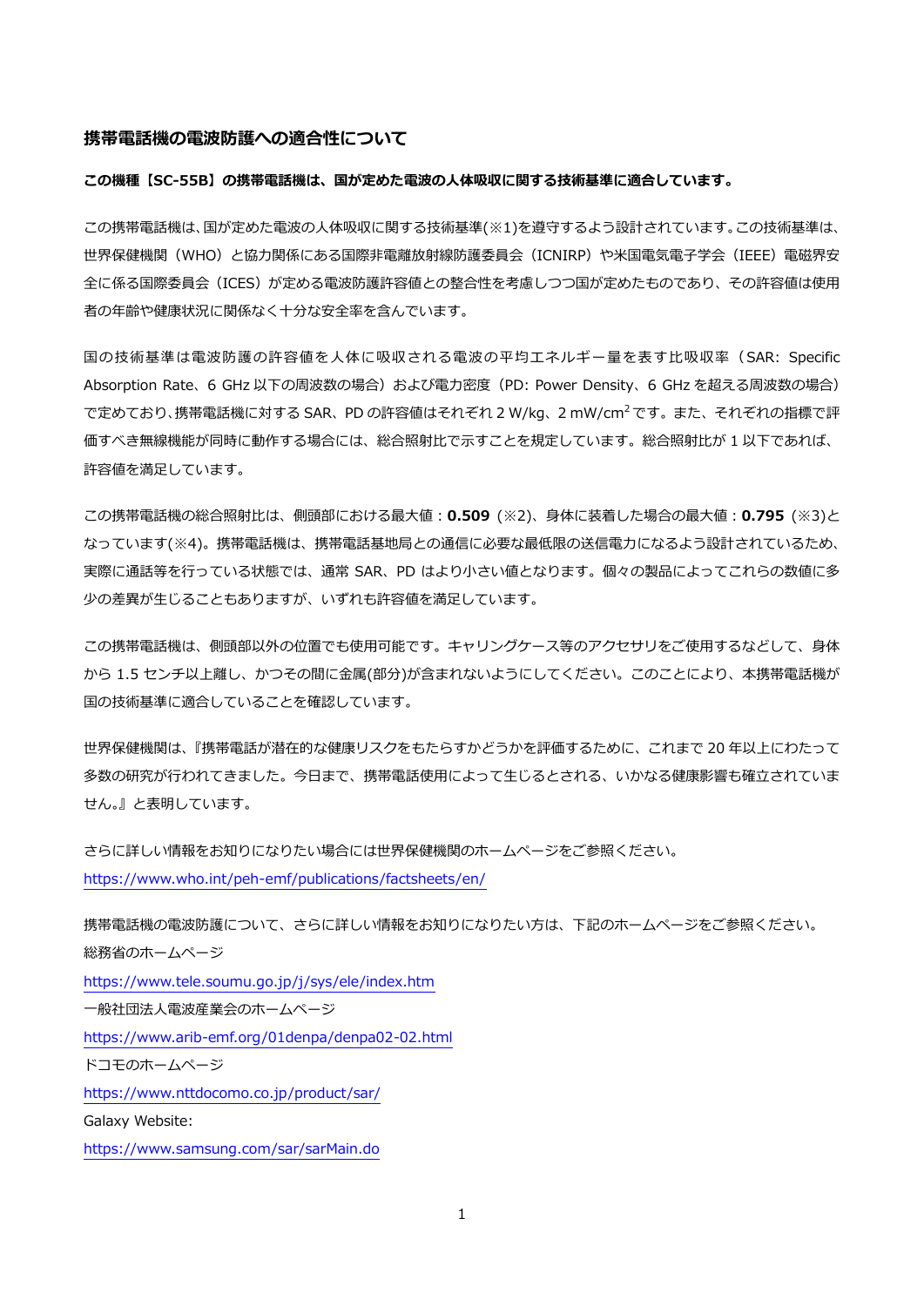## 携帯電話機の電波防護への適合性について

**この機種【SC-55B】の携帯電話機は、国が定めた電波の人体吸収に関する技術基準に適合しています。**

この携帯電話機は、国が定めた電波の人体吸収に関する技術基準(※1)を遵守するよう設計されています。この技術基準は、世界保健機関（WHO）と協力関係にある国際非電離放射線防護委員会（ICNIRP）や米国電気電子学会（IEEE）電磁界安全に係る国際委員会（ICES）が定める電波防護許容値との整合性を考慮しつつ国が定めたものであり、その許容値は使用者の年齢や健康状況に関係なく十分な安全率を含んでいます。

国の技術基準は電波防護の許容値を人体に吸収される電波の平均エネルギー量を表す比吸収率（SAR: Specific Absorption Rate、6 GHz 以下の周波数の場合）および電力密度（PD: Power Density、6 GHz を超える周波数の場合）で定めており、携帯電話機に対する SAR、PD の許容値はそれぞれ 2 W/kg、2 mW/cm$^2$ です。また、それぞれの指標で評価すべき無線機能が同時に動作する場合には、総合照射比で示すことを規定しています。総合照射比が 1 以下であれば、許容値を満足しています。

この携帯電話機の総合照射比は、側頭部における最大値：**0.509**（※2)、身体に装着した場合の最大値：**0.795**（※3)となっています(※4)。携帯電話機は、携帯電話基地局との通信に必要な最低限の送信電力になるよう設計されているため、実際に通話等を行っている状態では、通常 SAR、PD はより小さい値となります。個々の製品によってこれらの数値に多少の差異が生じることもありますが、いずれも許容値を満足しています。

この携帯電話機は、側頭部以外の位置でも使用可能です。キャリングケース等のアクセサリをご使用するなどして、身体から 1.5 センチ以上離し、かつその間に金属(部分)が含まれないようにしてください。このことにより、本携帯電話機が国の技術基準に適合していることを確認しています。

世界保健機関は、『携帯電話が潜在的な健康リスクをもたらすかどうかを評価するために、これまで 20 年以上にわたって多数の研究が行われてきました。今日まで、携帯電話使用によって生じるとされる、いかなる健康影響も確立されていません。』と表明しています。

さらに詳しい情報をお知りになりたい場合には世界保健機関のホームページをご参照ください。
https://www.who.int/peh-emf/publications/factsheets/en/

携帯電話機の電波防護について、さらに詳しい情報をお知りになりたい方は、下記のホームページをご参照ください。
総務省のホームページ
https://www.tele.soumu.go.jp/j/sys/ele/index.htm
一般社団法人電波産業会のホームページ
https://www.arib-emf.org/01denpa/denpa02-02.html
ドコモのホームページ
https://www.nttdocomo.co.jp/product/sar/
Galaxy Website:
https://www.samsung.com/sar/sarMain.do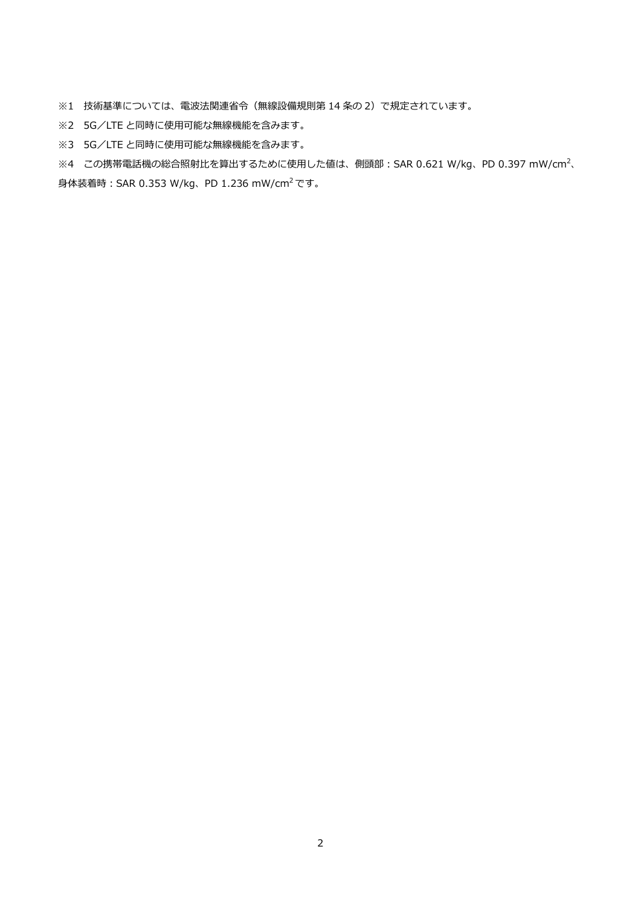※1　技術基準については、電波法関連省令（無線設備規則第 14 条の 2）で規定されています。

※2　5G／LTE と同時に使用可能な無線機能を含みます。

※3　5G／LTE と同時に使用可能な無線機能を含みます。

※4　この携帯電話機の総合照射比を算出するために使用した値は、側頭部：SAR 0.621 W/kg、PD 0.397 mW/cm$^2$、身体装着時：SAR 0.353 W/kg、PD 1.236 mW/cm$^2$ です。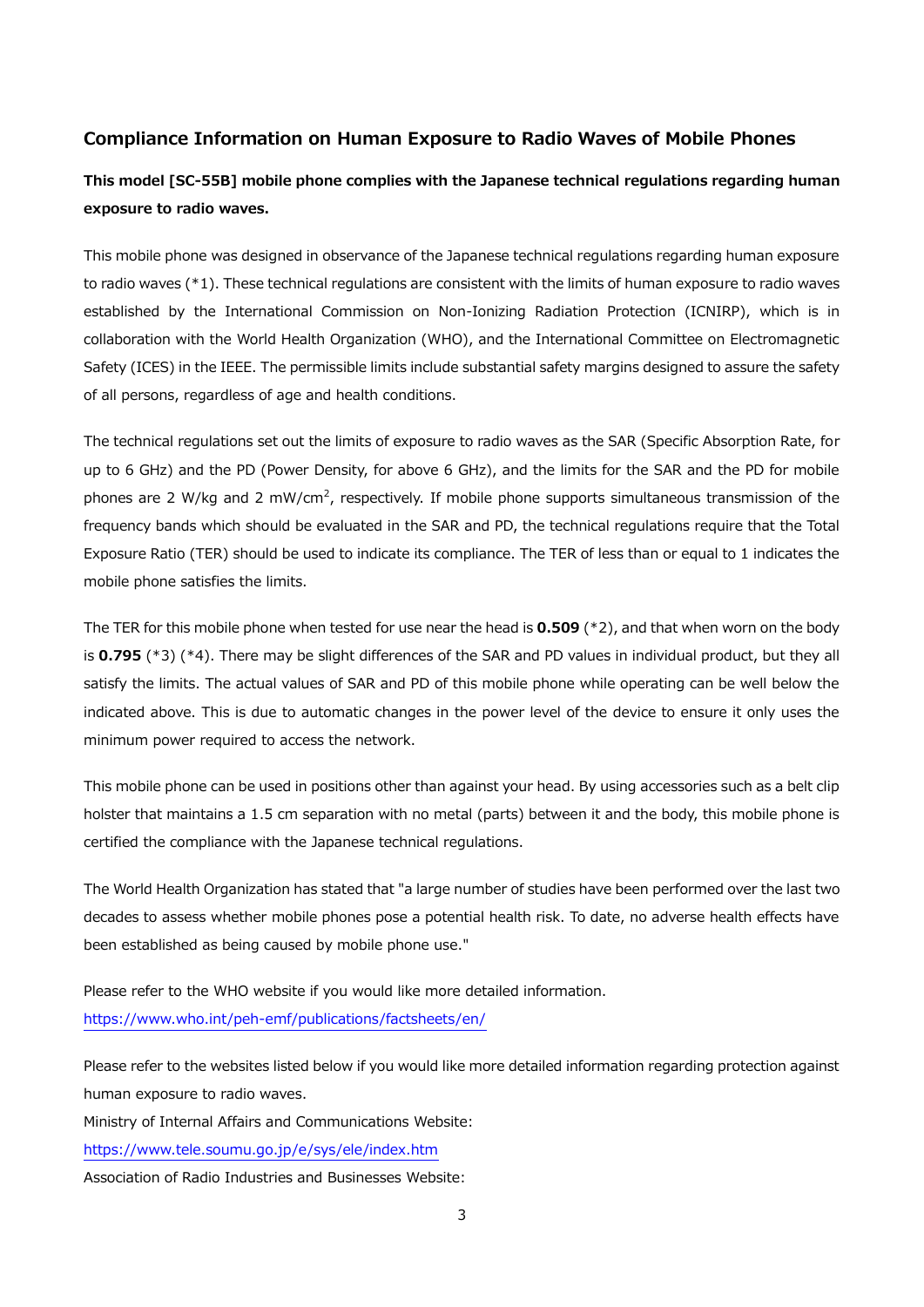## Compliance Information on Human Exposure to Radio Waves of Mobile Phones

**This model [SC-55B] mobile phone complies with the Japanese technical regulations regarding human exposure to radio waves.**

This mobile phone was designed in observance of the Japanese technical regulations regarding human exposure to radio waves (*1). These technical regulations are consistent with the limits of human exposure to radio waves established by the International Commission on Non-Ionizing Radiation Protection (ICNIRP), which is in collaboration with the World Health Organization (WHO), and the International Committee on Electromagnetic Safety (ICES) in the IEEE. The permissible limits include substantial safety margins designed to assure the safety of all persons, regardless of age and health conditions.

The technical regulations set out the limits of exposure to radio waves as the SAR (Specific Absorption Rate, for up to 6 GHz) and the PD (Power Density, for above 6 GHz), and the limits for the SAR and the PD for mobile phones are 2 W/kg and 2 mW/cm$^2$, respectively. If mobile phone supports simultaneous transmission of the frequency bands which should be evaluated in the SAR and PD, the technical regulations require that the Total Exposure Ratio (TER) should be used to indicate its compliance. The TER of less than or equal to 1 indicates the mobile phone satisfies the limits.

The TER for this mobile phone when tested for use near the head is **0.509** (*2), and that when worn on the body is **0.795** (*3) (*4). There may be slight differences of the SAR and PD values in individual product, but they all satisfy the limits. The actual values of SAR and PD of this mobile phone while operating can be well below the indicated above. This is due to automatic changes in the power level of the device to ensure it only uses the minimum power required to access the network.

This mobile phone can be used in positions other than against your head. By using accessories such as a belt clip holster that maintains a 1.5 cm separation with no metal (parts) between it and the body, this mobile phone is certified the compliance with the Japanese technical regulations.

The World Health Organization has stated that "a large number of studies have been performed over the last two decades to assess whether mobile phones pose a potential health risk. To date, no adverse health effects have been established as being caused by mobile phone use."

Please refer to the WHO website if you would like more detailed information.
https://www.who.int/peh-emf/publications/factsheets/en/

Please refer to the websites listed below if you would like more detailed information regarding protection against human exposure to radio waves.
Ministry of Internal Affairs and Communications Website:
https://www.tele.soumu.go.jp/e/sys/ele/index.htm
Association of Radio Industries and Businesses Website: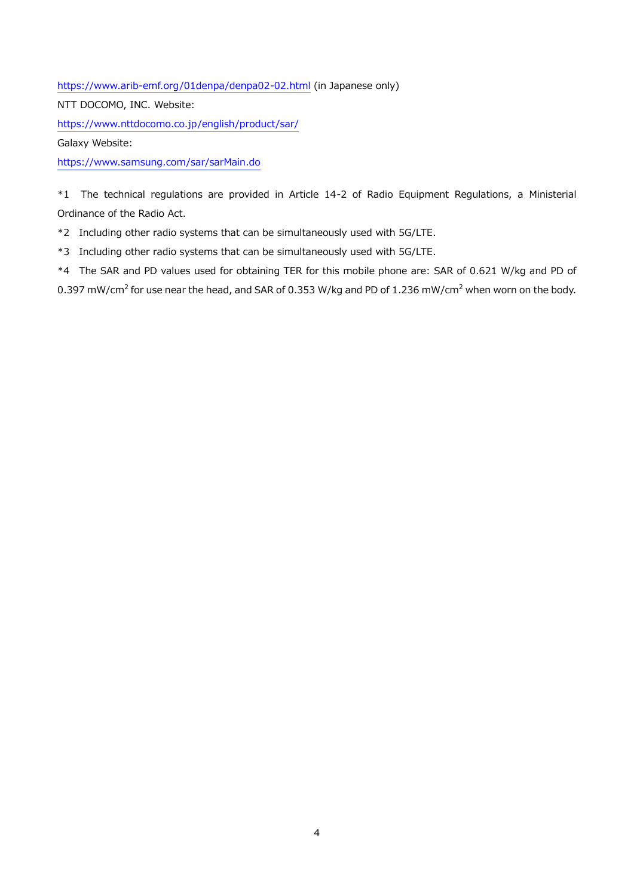https://www.arib-emf.org/01denpa/denpa02-02.html (in Japanese only)

NTT DOCOMO, INC. Website:

https://www.nttdocomo.co.jp/english/product/sar/

Galaxy Website:

https://www.samsung.com/sar/sarMain.do

*1 The technical regulations are provided in Article 14-2 of Radio Equipment Regulations, a Ministerial Ordinance of the Radio Act.

*2 Including other radio systems that can be simultaneously used with 5G/LTE.

*3 Including other radio systems that can be simultaneously used with 5G/LTE.

*4 The SAR and PD values used for obtaining TER for this mobile phone are: SAR of 0.621 W/kg and PD of 0.397 mW/cm$^2$ for use near the head, and SAR of 0.353 W/kg and PD of 1.236 mW/cm$^2$ when worn on the body.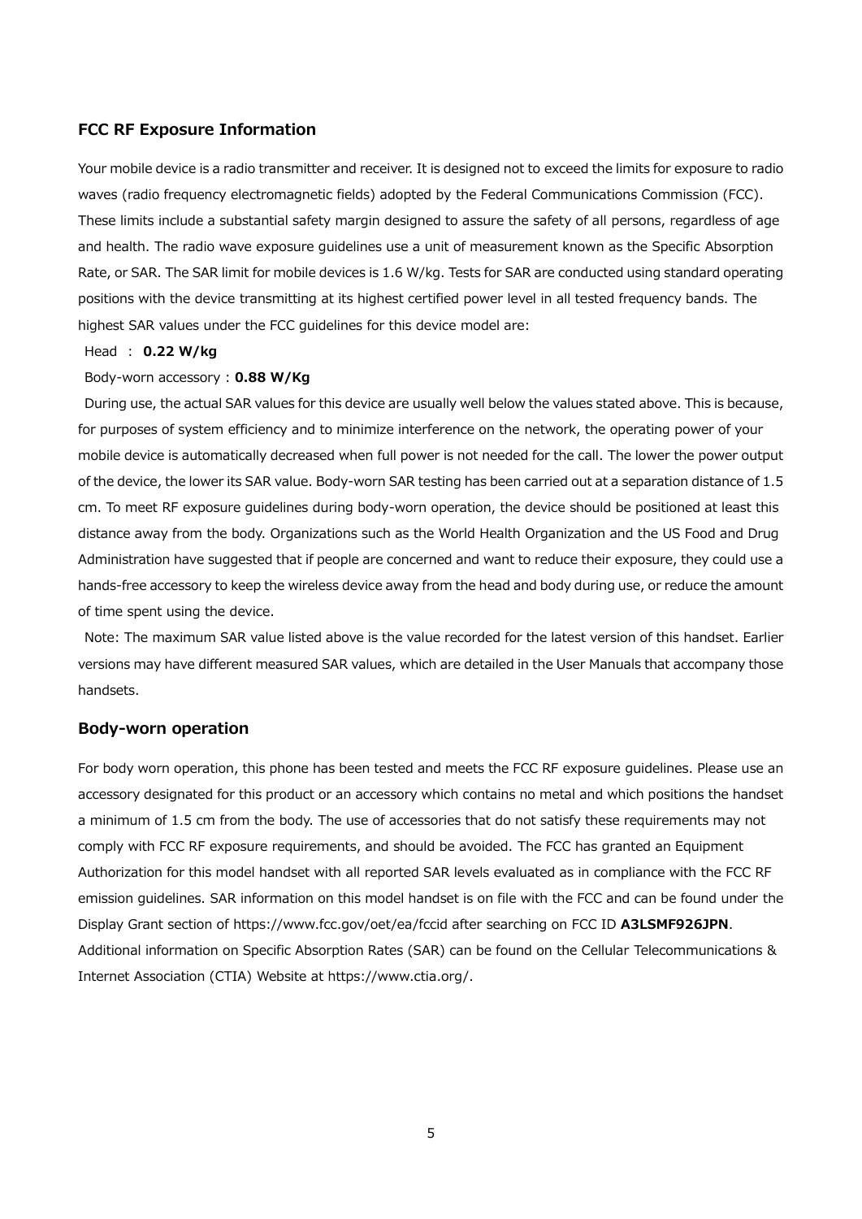## FCC RF Exposure Information

Your mobile device is a radio transmitter and receiver. It is designed not to exceed the limits for exposure to radio waves (radio frequency electromagnetic fields) adopted by the Federal Communications Commission (FCC). These limits include a substantial safety margin designed to assure the safety of all persons, regardless of age and health. The radio wave exposure guidelines use a unit of measurement known as the Specific Absorption Rate, or SAR. The SAR limit for mobile devices is 1.6 W/kg. Tests for SAR are conducted using standard operating positions with the device transmitting at its highest certified power level in all tested frequency bands. The highest SAR values under the FCC guidelines for this device model are:

Head : **0.22 W/kg**

Body-worn accessory : **0.88 W/Kg**

During use, the actual SAR values for this device are usually well below the values stated above. This is because, for purposes of system efficiency and to minimize interference on the network, the operating power of your mobile device is automatically decreased when full power is not needed for the call. The lower the power output of the device, the lower its SAR value. Body-worn SAR testing has been carried out at a separation distance of 1.5 cm. To meet RF exposure guidelines during body-worn operation, the device should be positioned at least this distance away from the body. Organizations such as the World Health Organization and the US Food and Drug Administration have suggested that if people are concerned and want to reduce their exposure, they could use a hands-free accessory to keep the wireless device away from the head and body during use, or reduce the amount of time spent using the device.

Note: The maximum SAR value listed above is the value recorded for the latest version of this handset. Earlier versions may have different measured SAR values, which are detailed in the User Manuals that accompany those handsets.

## Body-worn operation

For body worn operation, this phone has been tested and meets the FCC RF exposure guidelines. Please use an accessory designated for this product or an accessory which contains no metal and which positions the handset a minimum of 1.5 cm from the body. The use of accessories that do not satisfy these requirements may not comply with FCC RF exposure requirements, and should be avoided. The FCC has granted an Equipment Authorization for this model handset with all reported SAR levels evaluated as in compliance with the FCC RF emission guidelines. SAR information on this model handset is on file with the FCC and can be found under the Display Grant section of https://www.fcc.gov/oet/ea/fccid after searching on FCC ID **A3LSMF926JPN**. Additional information on Specific Absorption Rates (SAR) can be found on the Cellular Telecommunications & Internet Association (CTIA) Website at https://www.ctia.org/.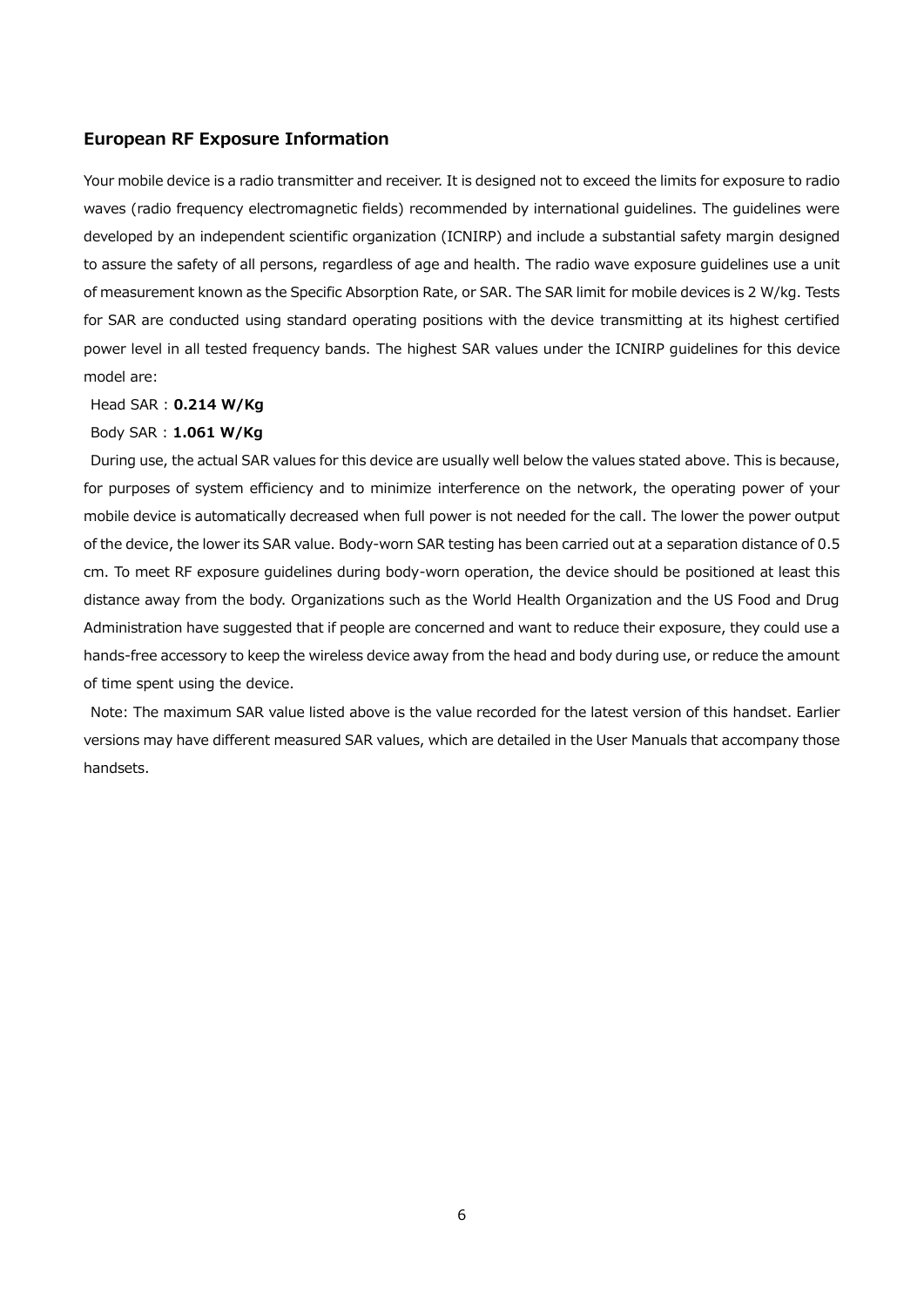## European RF Exposure Information

Your mobile device is a radio transmitter and receiver. It is designed not to exceed the limits for exposure to radio waves (radio frequency electromagnetic fields) recommended by international guidelines. The guidelines were developed by an independent scientific organization (ICNIRP) and include a substantial safety margin designed to assure the safety of all persons, regardless of age and health. The radio wave exposure guidelines use a unit of measurement known as the Specific Absorption Rate, or SAR. The SAR limit for mobile devices is 2 W/kg. Tests for SAR are conducted using standard operating positions with the device transmitting at its highest certified power level in all tested frequency bands. The highest SAR values under the ICNIRP guidelines for this device model are:

Head SAR : **0.214 W/Kg**

Body SAR : **1.061 W/Kg**

During use, the actual SAR values for this device are usually well below the values stated above. This is because, for purposes of system efficiency and to minimize interference on the network, the operating power of your mobile device is automatically decreased when full power is not needed for the call. The lower the power output of the device, the lower its SAR value. Body-worn SAR testing has been carried out at a separation distance of 0.5 cm. To meet RF exposure guidelines during body-worn operation, the device should be positioned at least this distance away from the body. Organizations such as the World Health Organization and the US Food and Drug Administration have suggested that if people are concerned and want to reduce their exposure, they could use a hands-free accessory to keep the wireless device away from the head and body during use, or reduce the amount of time spent using the device.

Note: The maximum SAR value listed above is the value recorded for the latest version of this handset. Earlier versions may have different measured SAR values, which are detailed in the User Manuals that accompany those handsets.